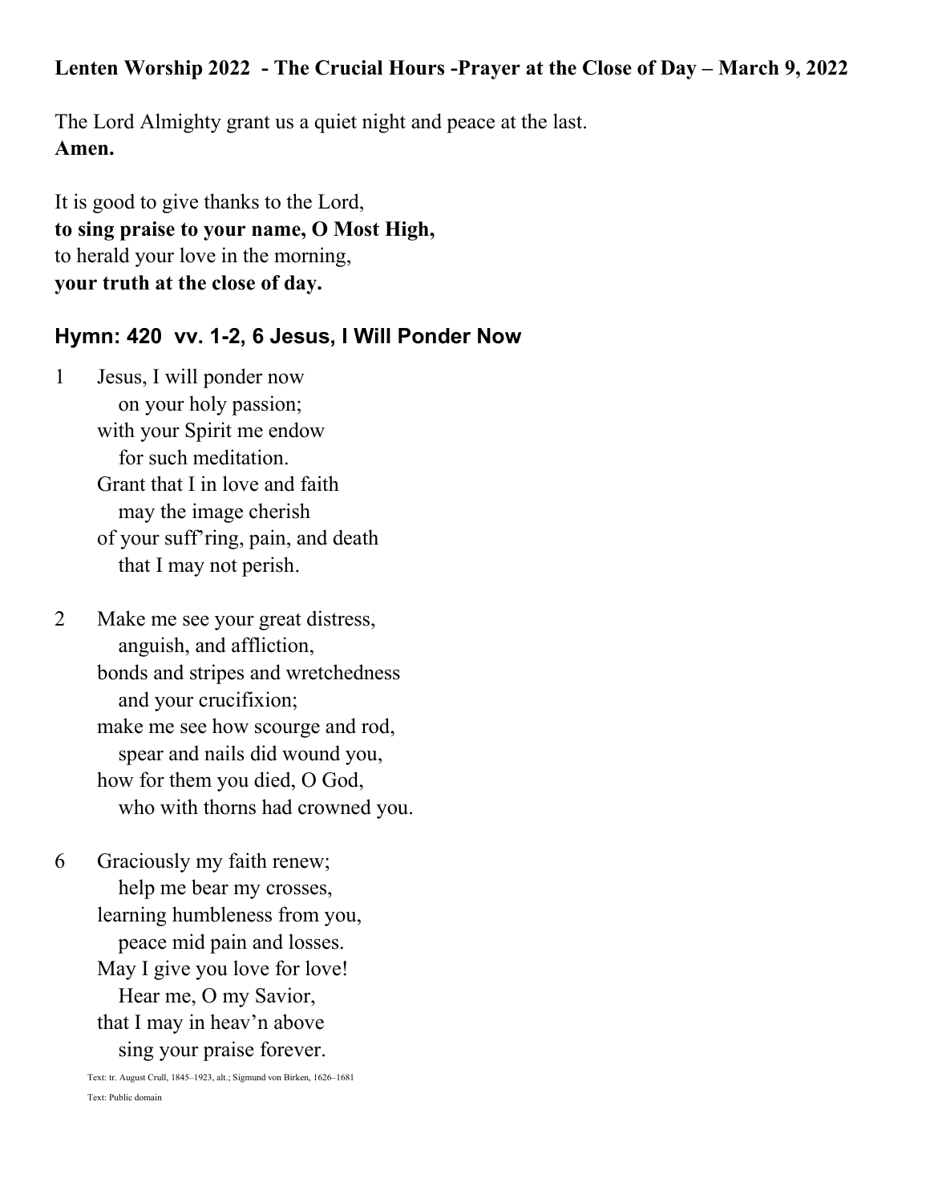**Lenten Worship 2022 - The Crucial Hours -Prayer at the Close of Day – March 9, 2022**

The Lord Almighty grant us a quiet night and peace at the last.
**Amen.**

It is good to give thanks to the Lord,
**to sing praise to your name, O Most High,**
to herald your love in the morning,
**your truth at the close of day.**

## Hymn: 420 vv. 1-2, 6 Jesus, I Will Ponder Now

1 Jesus, I will ponder now
on your holy passion;
with your Spirit me endow
for such meditation.
Grant that I in love and faith
may the image cherish
of your suff'ring, pain, and death
that I may not perish.

2 Make me see your great distress,
anguish, and affliction,
bonds and stripes and wretchedness
and your crucifixion;
make me see how scourge and rod,
spear and nails did wound you,
how for them you died, O God,
who with thorns had crowned you.

6 Graciously my faith renew;
help me bear my crosses,
learning humbleness from you,
peace mid pain and losses.
May I give you love for love!
Hear me, O my Savior,
that I may in heav'n above
sing your praise forever.

Text: tr. August Crull, 1845–1923, alt.; Sigmund von Birken, 1626–1681

Text: Public domain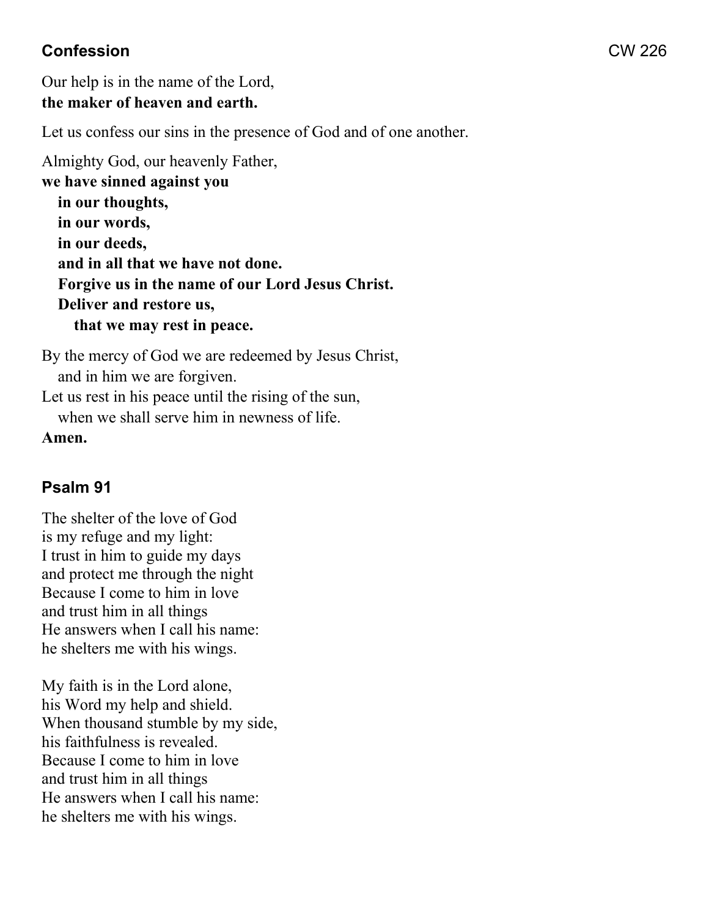## Confession

CW 226

Our help is in the name of the Lord,
**the maker of heaven and earth.**

Let us confess our sins in the presence of God and of one another.

Almighty God, our heavenly Father,
**we have sinned against you**
**in our thoughts,**
**in our words,**
**in our deeds,**
**and in all that we have not done.**
**Forgive us in the name of our Lord Jesus Christ.**
**Deliver and restore us,**
**that we may rest in peace.**

By the mercy of God we are redeemed by Jesus Christ,
and in him we are forgiven.
Let us rest in his peace until the rising of the sun,
when we shall serve him in newness of life.
**Amen.**

## Psalm 91

The shelter of the love of God
is my refuge and my light:
I trust in him to guide my days
and protect me through the night
Because I come to him in love
and trust him in all things
He answers when I call his name:
he shelters me with his wings.

My faith is in the Lord alone,
his Word my help and shield.
When thousand stumble by my side,
his faithfulness is revealed.
Because I come to him in love
and trust him in all things
He answers when I call his name:
he shelters me with his wings.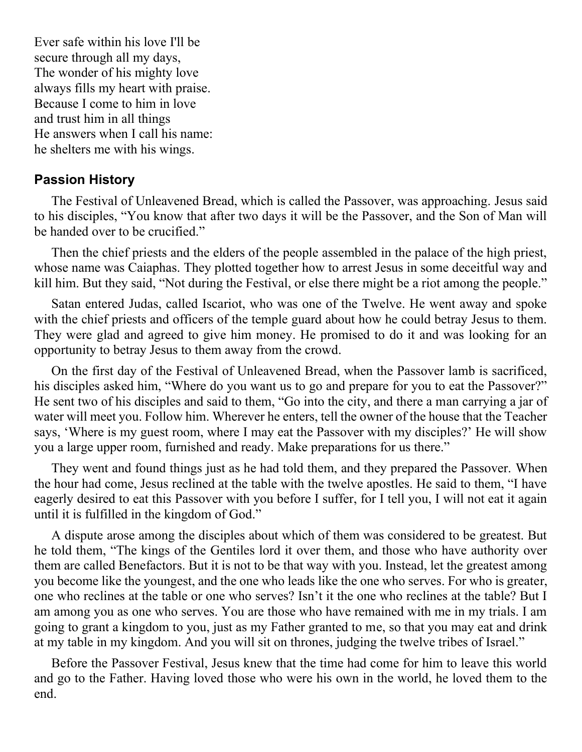Ever safe within his love I'll be
secure through all my days,
The wonder of his mighty love
always fills my heart with praise.
Because I come to him in love
and trust him in all things
He answers when I call his name:
he shelters me with his wings.

### Passion History

The Festival of Unleavened Bread, which is called the Passover, was approaching. Jesus said to his disciples, "You know that after two days it will be the Passover, and the Son of Man will be handed over to be crucified."

Then the chief priests and the elders of the people assembled in the palace of the high priest, whose name was Caiaphas. They plotted together how to arrest Jesus in some deceitful way and kill him. But they said, "Not during the Festival, or else there might be a riot among the people."

Satan entered Judas, called Iscariot, who was one of the Twelve. He went away and spoke with the chief priests and officers of the temple guard about how he could betray Jesus to them. They were glad and agreed to give him money. He promised to do it and was looking for an opportunity to betray Jesus to them away from the crowd.

On the first day of the Festival of Unleavened Bread, when the Passover lamb is sacrificed, his disciples asked him, "Where do you want us to go and prepare for you to eat the Passover?" He sent two of his disciples and said to them, "Go into the city, and there a man carrying a jar of water will meet you. Follow him. Wherever he enters, tell the owner of the house that the Teacher says, 'Where is my guest room, where I may eat the Passover with my disciples?' He will show you a large upper room, furnished and ready. Make preparations for us there."

They went and found things just as he had told them, and they prepared the Passover. When the hour had come, Jesus reclined at the table with the twelve apostles. He said to them, "I have eagerly desired to eat this Passover with you before I suffer, for I tell you, I will not eat it again until it is fulfilled in the kingdom of God."

A dispute arose among the disciples about which of them was considered to be greatest. But he told them, "The kings of the Gentiles lord it over them, and those who have authority over them are called Benefactors. But it is not to be that way with you. Instead, let the greatest among you become like the youngest, and the one who leads like the one who serves. For who is greater, one who reclines at the table or one who serves? Isn't it the one who reclines at the table? But I am among you as one who serves. You are those who have remained with me in my trials. I am going to grant a kingdom to you, just as my Father granted to me, so that you may eat and drink at my table in my kingdom. And you will sit on thrones, judging the twelve tribes of Israel."

Before the Passover Festival, Jesus knew that the time had come for him to leave this world and go to the Father. Having loved those who were his own in the world, he loved them to the end.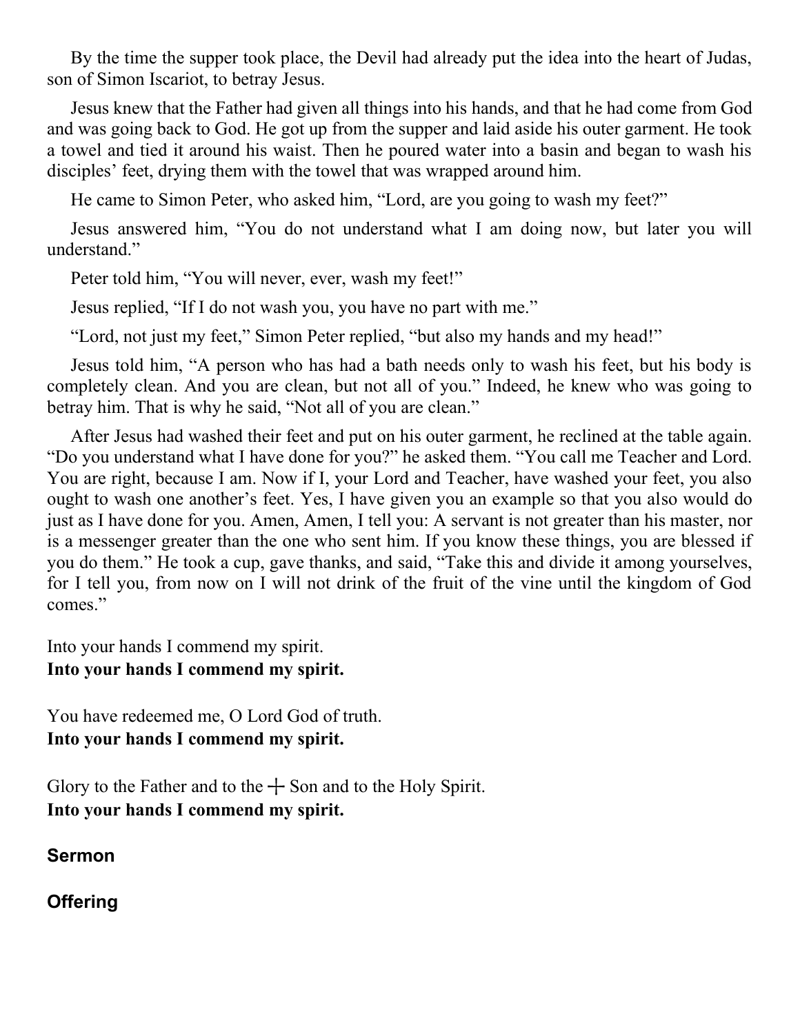By the time the supper took place, the Devil had already put the idea into the heart of Judas, son of Simon Iscariot, to betray Jesus.

Jesus knew that the Father had given all things into his hands, and that he had come from God and was going back to God. He got up from the supper and laid aside his outer garment. He took a towel and tied it around his waist. Then he poured water into a basin and began to wash his disciples' feet, drying them with the towel that was wrapped around him.

He came to Simon Peter, who asked him, "Lord, are you going to wash my feet?"

Jesus answered him, "You do not understand what I am doing now, but later you will understand."

Peter told him, "You will never, ever, wash my feet!"

Jesus replied, "If I do not wash you, you have no part with me."

"Lord, not just my feet," Simon Peter replied, "but also my hands and my head!"

Jesus told him, "A person who has had a bath needs only to wash his feet, but his body is completely clean. And you are clean, but not all of you." Indeed, he knew who was going to betray him. That is why he said, "Not all of you are clean."

After Jesus had washed their feet and put on his outer garment, he reclined at the table again. "Do you understand what I have done for you?" he asked them. "You call me Teacher and Lord. You are right, because I am. Now if I, your Lord and Teacher, have washed your feet, you also ought to wash one another's feet. Yes, I have given you an example so that you also would do just as I have done for you. Amen, Amen, I tell you: A servant is not greater than his master, nor is a messenger greater than the one who sent him. If you know these things, you are blessed if you do them." He took a cup, gave thanks, and said, "Take this and divide it among yourselves, for I tell you, from now on I will not drink of the fruit of the vine until the kingdom of God comes."

Into your hands I commend my spirit.
**Into your hands I commend my spirit.**

You have redeemed me, O Lord God of truth.
**Into your hands I commend my spirit.**

Glory to the Father and to the ┼ Son and to the Holy Spirit.
**Into your hands I commend my spirit.**

## Sermon

## Offering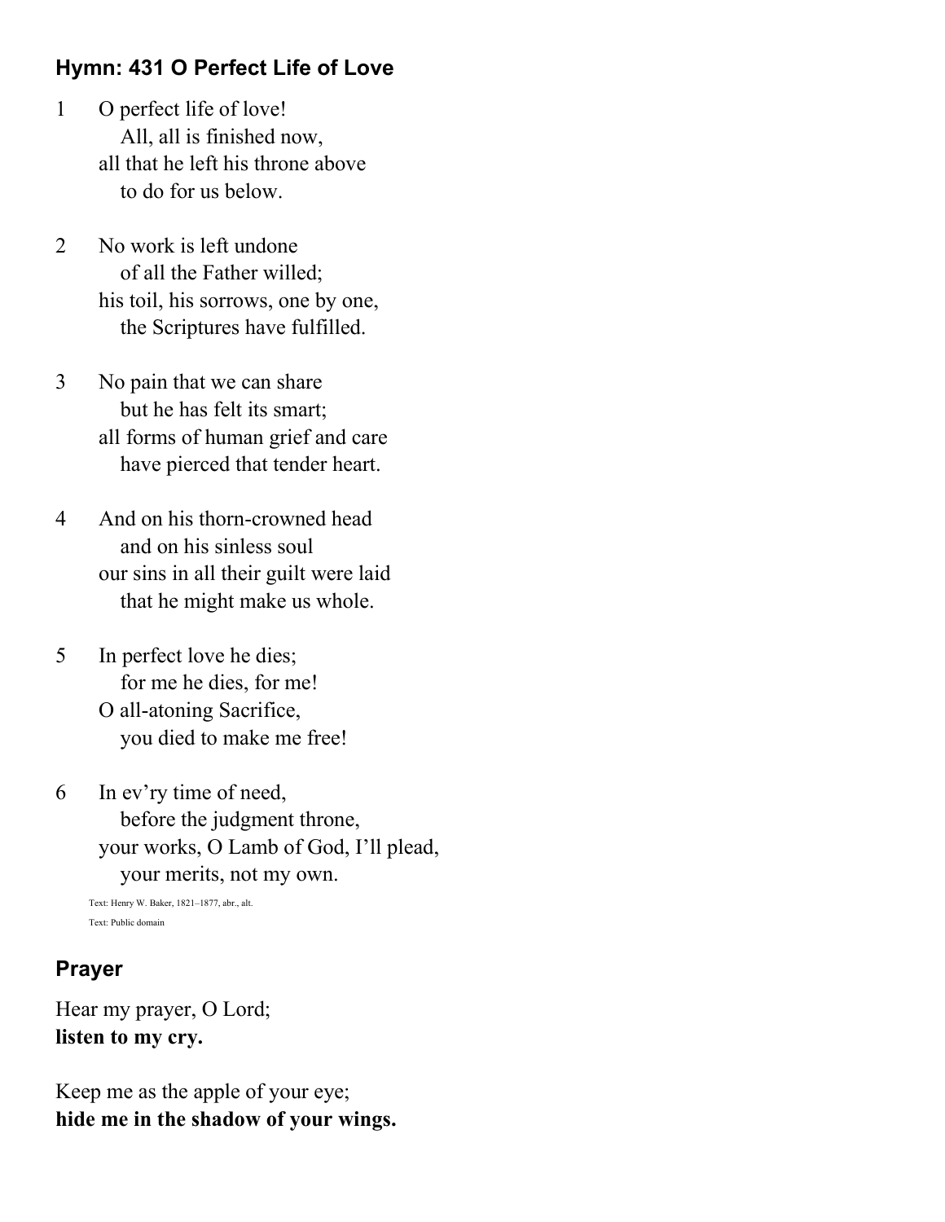### Hymn: 431 O Perfect Life of Love

1 O perfect life of love!
  All, all is finished now,
 all that he left his throne above
  to do for us below.

2 No work is left undone
  of all the Father willed;
 his toil, his sorrows, one by one,
  the Scriptures have fulfilled.

3 No pain that we can share
  but he has felt its smart;
 all forms of human grief and care
  have pierced that tender heart.

4 And on his thorn-crowned head
  and on his sinless soul
 our sins in all their guilt were laid
  that he might make us whole.

5 In perfect love he dies;
  for me he dies, for me!
 O all-atoning Sacrifice,
  you died to make me free!

6 In ev'ry time of need,
  before the judgment throne,
 your works, O Lamb of God, I'll plead,
  your merits, not my own.

Text: Henry W. Baker, 1821–1877, abr., alt.
Text: Public domain

### Prayer

Hear my prayer, O Lord;
**listen to my cry.**

Keep me as the apple of your eye;
**hide me in the shadow of your wings.**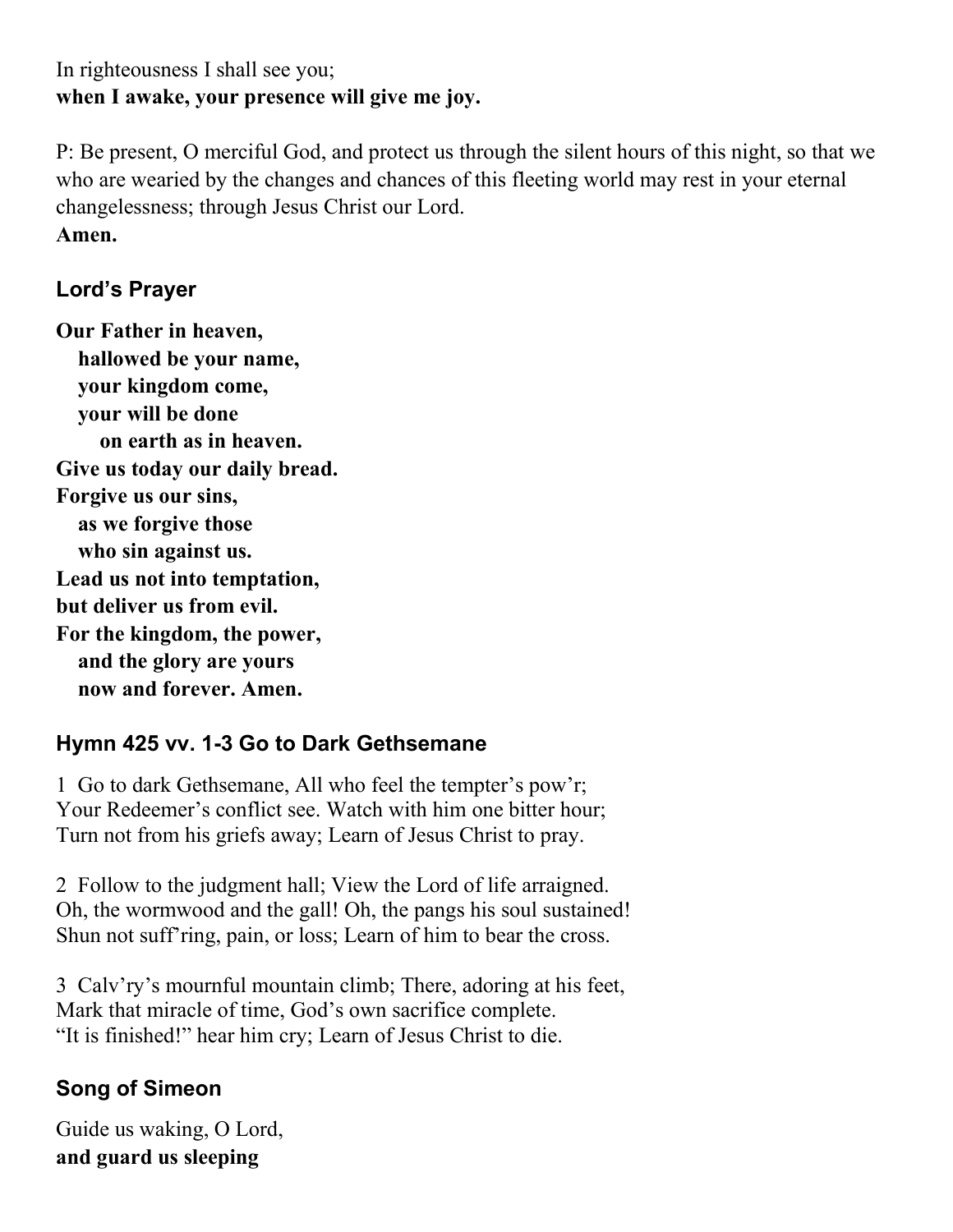In righteousness I shall see you;
**when I awake, your presence will give me joy.**

P: Be present, O merciful God, and protect us through the silent hours of this night, so that we who are wearied by the changes and chances of this fleeting world may rest in your eternal changelessness; through Jesus Christ our Lord.
**Amen.**

### Lord's Prayer

**Our Father in heaven,**
**hallowed be your name,**
**your kingdom come,**
**your will be done**
**on earth as in heaven.**
**Give us today our daily bread.**
**Forgive us our sins,**
**as we forgive those**
**who sin against us.**
**Lead us not into temptation,**
**but deliver us from evil.**
**For the kingdom, the power,**
**and the glory are yours**
**now and forever. Amen.**

### Hymn 425 vv. 1-3 Go to Dark Gethsemane

1 Go to dark Gethsemane, All who feel the tempter's pow'r;
Your Redeemer's conflict see. Watch with him one bitter hour;
Turn not from his griefs away; Learn of Jesus Christ to pray.

2 Follow to the judgment hall; View the Lord of life arraigned.
Oh, the wormwood and the gall! Oh, the pangs his soul sustained!
Shun not suff'ring, pain, or loss; Learn of him to bear the cross.

3 Calv'ry's mournful mountain climb; There, adoring at his feet,
Mark that miracle of time, God's own sacrifice complete.
"It is finished!" hear him cry; Learn of Jesus Christ to die.

### Song of Simeon

Guide us waking, O Lord,
**and guard us sleeping**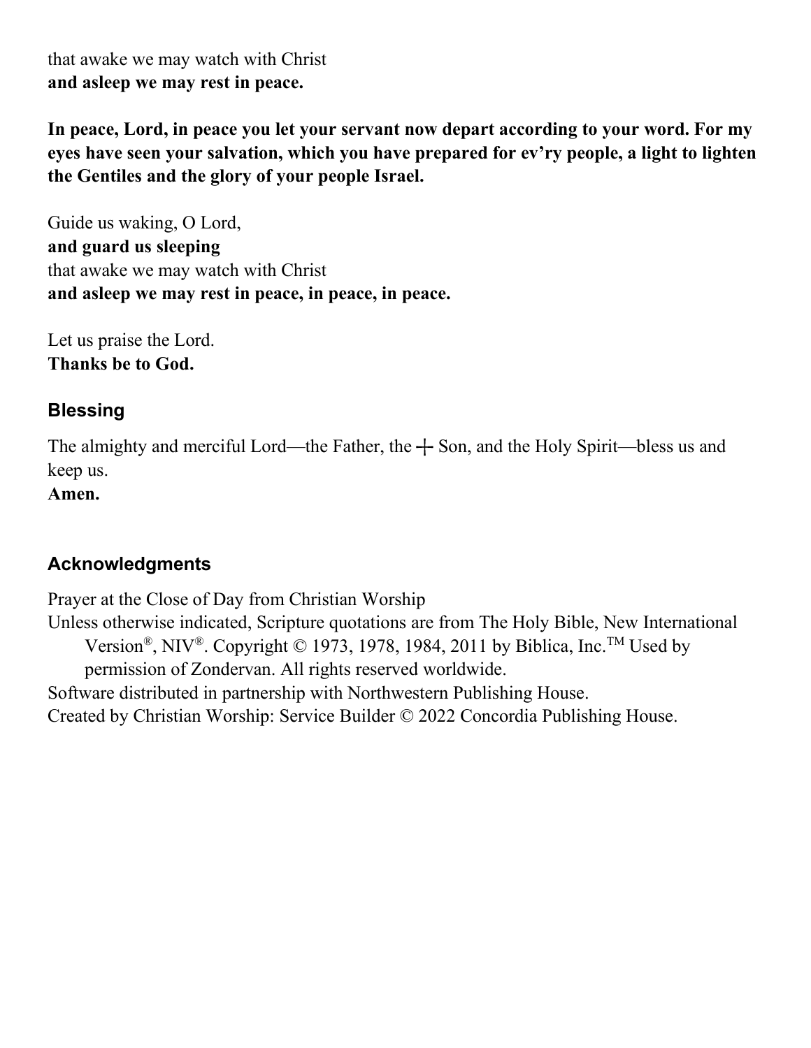that awake we may watch with Christ
**and asleep we may rest in peace.**

**In peace, Lord, in peace you let your servant now depart according to your word. For my eyes have seen your salvation, which you have prepared for ev'ry people, a light to lighten the Gentiles and the glory of your people Israel.**

Guide us waking, O Lord,
**and guard us sleeping**
that awake we may watch with Christ
**and asleep we may rest in peace, in peace, in peace.**

Let us praise the Lord.
**Thanks be to God.**

## Blessing

The almighty and merciful Lord—the Father, the ┼ Son, and the Holy Spirit—bless us and keep us.
**Amen.**

## Acknowledgments

Prayer at the Close of Day from Christian Worship
Unless otherwise indicated, Scripture quotations are from The Holy Bible, New International Version®, NIV®. Copyright © 1973, 1978, 1984, 2011 by Biblica, Inc.™ Used by permission of Zondervan. All rights reserved worldwide.
Software distributed in partnership with Northwestern Publishing House.
Created by Christian Worship: Service Builder © 2022 Concordia Publishing House.